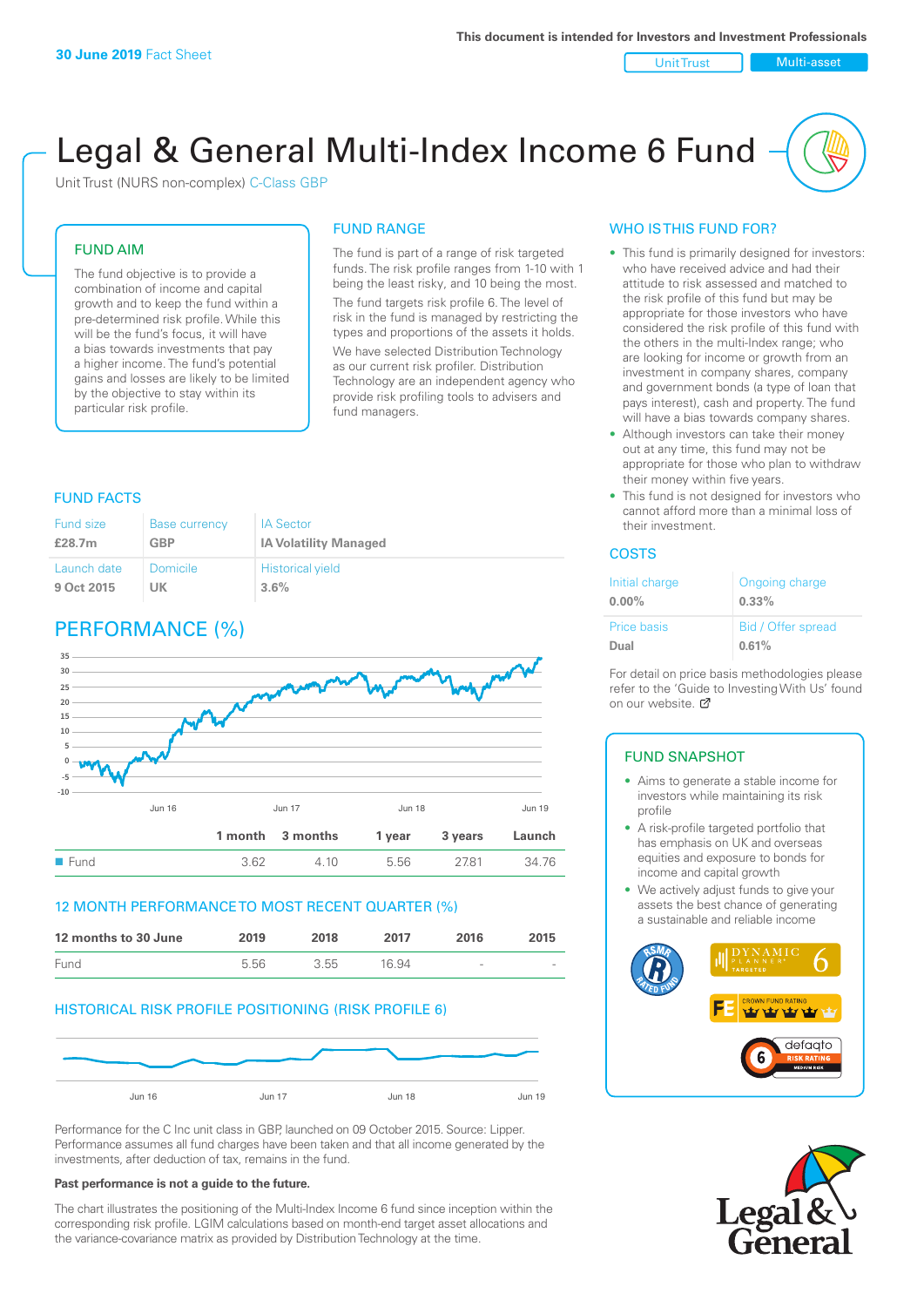**30 June 2019** Fact Sheet

This document is intended for Investors and Investment Professionals

Unit Trust | Multi-asset

# Legal & General Multi-Index Income 6 Fund

Unit Trust (NURS non-complex) C-Class GBP

## FUND AIM

The fund objective is to provide a combination of income and capital growth and to keep the fund within a pre-determined risk profile. While this will be the fund's focus, it will have a bias towards investments that pay a higher income. The fund's potential gains and losses are likely to be limited by the objective to stay within its particular risk profile.

## FUND RANGE

The fund is part of a range of risk targeted funds. The risk profile ranges from 1-10 with 1 being the least risky, and 10 being the most.

The fund targets risk profile 6. The level of risk in the fund is managed by restricting the types and proportions of the assets it holds.

We have selected Distribution Technology as our current risk profiler. Distribution Technology are an independent agency who provide risk profiling tools to advisers and fund managers.

## WHO IS THIS FUND FOR?

- This fund is primarily designed for investors: who have received advice and had their attitude to risk assessed and matched to the risk profile of this fund but may be appropriate for those investors who have considered the risk profile of this fund with the others in the multi-index range; who are looking for income or growth from an investment in company shares, company and government bonds (a type of loan that pays interest), cash and property. The fund will have a bias towards company shares.
- Although investors can take their money out at any time, this fund may not be appropriate for those who plan to withdraw their money within five years.
- This fund is not designed for investors who cannot afford more than a minimal loss of their investment.

## FUND FACTS

| Fund size | Base currency | IA Sector |
|---|---|---|
| **£28.7m** | **GBP** | **IA Volatility Managed** |
| **Launch date** | **Domicile** | **Historical yield** |
| **9 Oct 2015** | **UK** | **3.6%** |

## COSTS

| Initial charge | Ongoing charge |
|---|---|
| **0.00%** | **0.33%** |
| **Price basis** | **Bid / Offer spread** |
| **Dual** | **0.61%** |

For detail on price basis methodologies please refer to the 'Guide to Investing With Us' found on our website.

## PERFORMANCE (%)

| | 1 month | 3 months | 1 year | 3 years | Launch |
|---|---|---|---|---|---|
| Fund | 3.62 | 4.10 | 5.56 | 27.81 | 34.76 |

## 12 MONTH PERFORMANCE TO MOST RECENT QUARTER (%)

| 12 months to 30 June | 2019 | 2018 | 2017 | 2016 | 2015 |
|---|---|---|---|---|---|
| Fund | 5.56 | 3.55 | 16.94 | - | - |

## HISTORICAL RISK PROFILE POSITIONING (RISK PROFILE 6)

Performance for the C Inc unit class in GBP, launched on 09 October 2015. Source: Lipper. Performance assumes all fund charges have been taken and that all income generated by the investments, after deduction of tax, remains in the fund.

**Past performance is not a guide to the future.**

The chart illustrates the positioning of the Multi-Index Income 6 fund since inception within the corresponding risk profile. LGIM calculations based on month-end target asset allocations and the variance-covariance matrix as provided by Distribution Technology at the time.

## FUND SNAPSHOT

- Aims to generate a stable income for investors while maintaining its risk profile
- A risk-profile targeted portfolio that has emphasis on UK and overseas equities and exposure to bonds for income and capital growth
- We actively adjust funds to give your assets the best chance of generating a sustainable and reliable income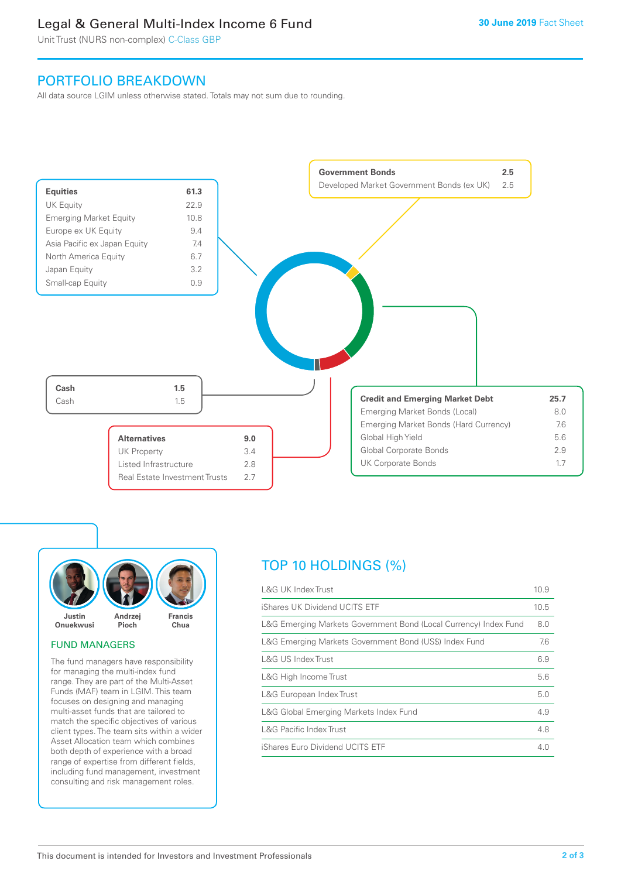# Legal & General Multi-Index Income 6 Fund

Unit Trust (NURS non-complex) C-Class GBP

30 June 2019 Fact Sheet

## PORTFOLIO BREAKDOWN

All data source LGIM unless otherwise stated. Totals may not sum due to rounding.

| Equities | 61.3 |
|---|---|
| UK Equity | 22.9 |
| Emerging Market Equity | 10.8 |
| Europe ex UK Equity | 9.4 |
| Asia Pacific ex Japan Equity | 7.4 |
| North America Equity | 6.7 |
| Japan Equity | 3.2 |
| Small-cap Equity | 0.9 |

| Government Bonds | 2.5 |
|---|---|
| Developed Market Government Bonds (ex UK) | 2.5 |

| Cash | 1.5 |
|---|---|
| Cash | 1.5 |

| Alternatives | 9.0 |
|---|---|
| UK Property | 3.4 |
| Listed Infrastructure | 2.8 |
| Real Estate Investment Trusts | 2.7 |

| Credit and Emerging Market Debt | 25.7 |
|---|---|
| Emerging Market Bonds (Local) | 8.0 |
| Emerging Market Bonds (Hard Currency) | 7.6 |
| Global High Yield | 5.6 |
| Global Corporate Bonds | 2.9 |
| UK Corporate Bonds | 1.7 |

Justin Onuekwusi, Andrzej Pioch, Francis Chua

### FUND MANAGERS

The fund managers have responsibility for managing the multi-index fund range. They are part of the Multi-Asset Funds (MAF) team in LGIM. This team focuses on designing and managing multi-asset funds that are tailored to match the specific objectives of various client types. The team sits within a wider Asset Allocation team which combines both depth of experience with a broad range of expertise from different fields, including fund management, investment consulting and risk management roles.

## TOP 10 HOLDINGS (%)

| Holding | % |
|---|---|
| L&G UK Index Trust | 10.9 |
| iShares UK Dividend UCITS ETF | 10.5 |
| L&G Emerging Markets Government Bond (Local Currency) Index Fund | 8.0 |
| L&G Emerging Markets Government Bond (US$) Index Fund | 7.6 |
| L&G US Index Trust | 6.9 |
| L&G High Income Trust | 5.6 |
| L&G European Index Trust | 5.0 |
| L&G Global Emerging Markets Index Fund | 4.9 |
| L&G Pacific Index Trust | 4.8 |
| iShares Euro Dividend UCITS ETF | 4.0 |

This document is intended for Investors and Investment Professionals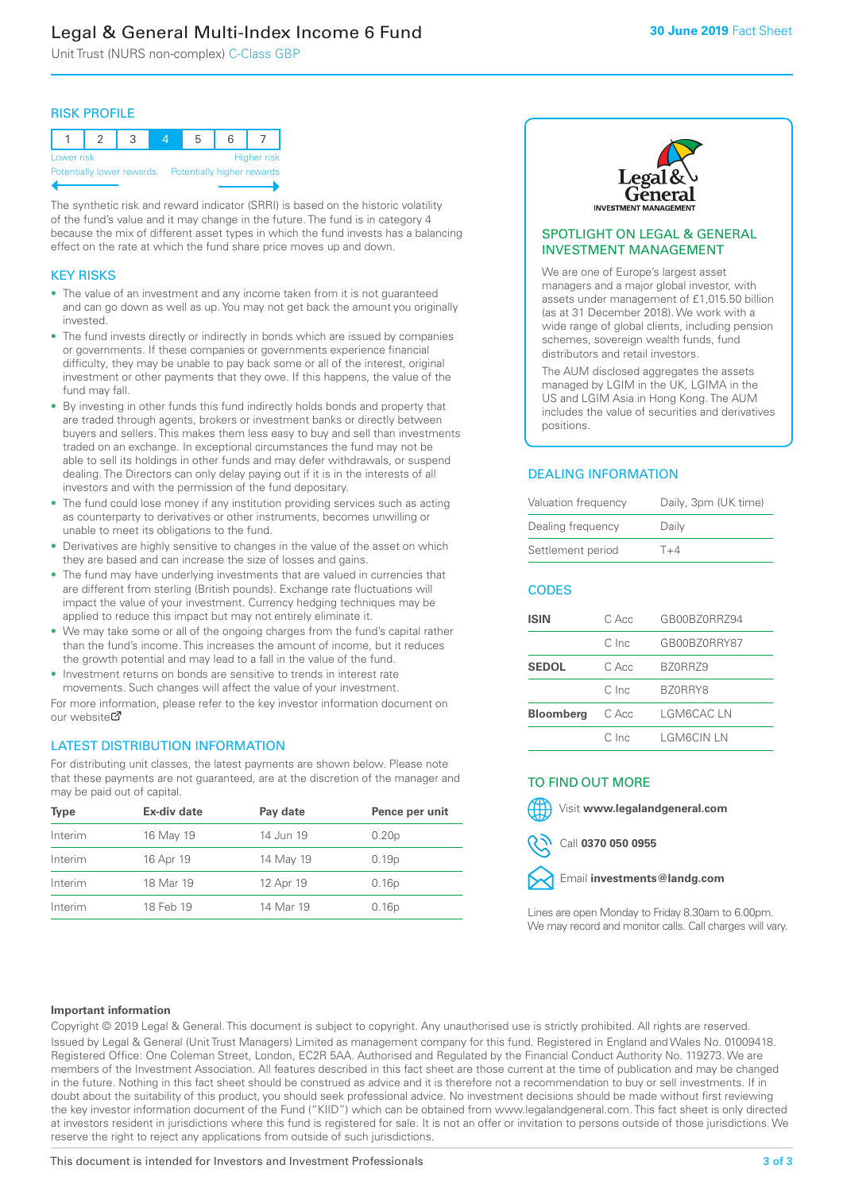# Legal & General Multi-Index Income 6 Fund

Unit Trust (NURS non-complex) C-Class GBP

**30 June 2019** Fact Sheet

## RISK PROFILE

| 1 | 2 | 3 | 4 | 5 | 6 | 7 |
|---|---|---|---|---|---|---|

Lower risk — Higher risk

Potentially lower rewards — Potentially higher rewards

The synthetic risk and reward indicator (SRRI) is based on the historic volatility of the fund's value and it may change in the future. The fund is in category 4 because the mix of different asset types in which the fund invests has a balancing effect on the rate at which the fund share price moves up and down.

## KEY RISKS

- The value of an investment and any income taken from it is not guaranteed and can go down as well as up. You may not get back the amount you originally invested.
- The fund invests directly or indirectly in bonds which are issued by companies or governments. If these companies or governments experience financial difficulty, they may be unable to pay back some or all of the interest, original investment or other payments that they owe. If this happens, the value of the fund may fall.
- By investing in other funds this fund indirectly holds bonds and property that are traded through agents, brokers or investment banks or directly between buyers and sellers. This makes them less easy to buy and sell than investments traded on an exchange. In exceptional circumstances the fund may not be able to sell its holdings in other funds and may defer withdrawals, or suspend dealing. The Directors can only delay paying out if it is in the interests of all investors and with the permission of the fund depositary.
- The fund could lose money if any institution providing services such as acting as counterparty to derivatives or other instruments, becomes unwilling or unable to meet its obligations to the fund.
- Derivatives are highly sensitive to changes in the value of the asset on which they are based and can increase the size of losses and gains.
- The fund may have underlying investments that are valued in currencies that are different from sterling (British pounds). Exchange rate fluctuations will impact the value of your investment. Currency hedging techniques may be applied to reduce this impact but may not entirely eliminate it.
- We may take some or all of the ongoing charges from the fund's capital rather than the fund's income. This increases the amount of income, but it reduces the growth potential and may lead to a fall in the value of the fund.
- Investment returns on bonds are sensitive to trends in interest rate movements. Such changes will affect the value of your investment.

For more information, please refer to the key investor information document on our website

## LATEST DISTRIBUTION INFORMATION

For distributing unit classes, the latest payments are shown below. Please note that these payments are not guaranteed, are at the discretion of the manager and may be paid out of capital.

| Type | Ex-div date | Pay date | Pence per unit |
|---|---|---|---|
| Interim | 16 May 19 | 14 Jun 19 | 0.20p |
| Interim | 16 Apr 19 | 14 May 19 | 0.19p |
| Interim | 18 Mar 19 | 12 Apr 19 | 0.16p |
| Interim | 18 Feb 19 | 14 Mar 19 | 0.16p |

Legal & General INVESTMENT MANAGEMENT

## SPOTLIGHT ON LEGAL & GENERAL INVESTMENT MANAGEMENT

We are one of Europe's largest asset managers and a major global investor, with assets under management of £1,015.50 billion (as at 31 December 2018). We work with a wide range of global clients, including pension schemes, sovereign wealth funds, fund distributors and retail investors.

The AUM disclosed aggregates the assets managed by LGIM in the UK, LGIMA in the US and LGIM Asia in Hong Kong. The AUM includes the value of securities and derivatives positions.

## DEALING INFORMATION

| | |
|---|---|
| Valuation frequency | Daily, 3pm (UK time) |
| Dealing frequency | Daily |
| Settlement period | T+4 |

## CODES

| | | |
|---|---|---|
| **ISIN** | C Acc | GB00BZ0RRZ94 |
| | C Inc | GB00BZ0RRY87 |
| **SEDOL** | C Acc | BZ0RRZ9 |
| | C Inc | BZ0RRY8 |
| **Bloomberg** | C Acc | LGM6CAC LN |
| | C Inc | LGM6CIN LN |

## TO FIND OUT MORE

Visit **www.legalandgeneral.com**

Call **0370 050 0955**

Email **investments@landg.com**

Lines are open Monday to Friday 8.30am to 6.00pm. We may record and monitor calls. Call charges will vary.

**Important information**

Copyright © 2019 Legal & General. This document is subject to copyright. Any unauthorised use is strictly prohibited. All rights are reserved. Issued by Legal & General (Unit Trust Managers) Limited as management company for this fund. Registered in England and Wales No. 01009418. Registered Office: One Coleman Street, London, EC2R 5AA. Authorised and Regulated by the Financial Conduct Authority No. 119273. We are members of the Investment Association. All features described in this fact sheet are those current at the time of publication and may be changed in the future. Nothing in this fact sheet should be construed as advice and it is therefore not a recommendation to buy or sell investments. If in doubt about the suitability of this product, you should seek professional advice. No investment decisions should be made without first reviewing the key investor information document of the Fund ("KIID") which can be obtained from www.legalandgeneral.com. This fact sheet is only directed at investors resident in jurisdictions where this fund is registered for sale. It is not an offer or invitation to persons outside of those jurisdictions. We reserve the right to reject any applications from outside of such jurisdictions.

This document is intended for Investors and Investment Professionals